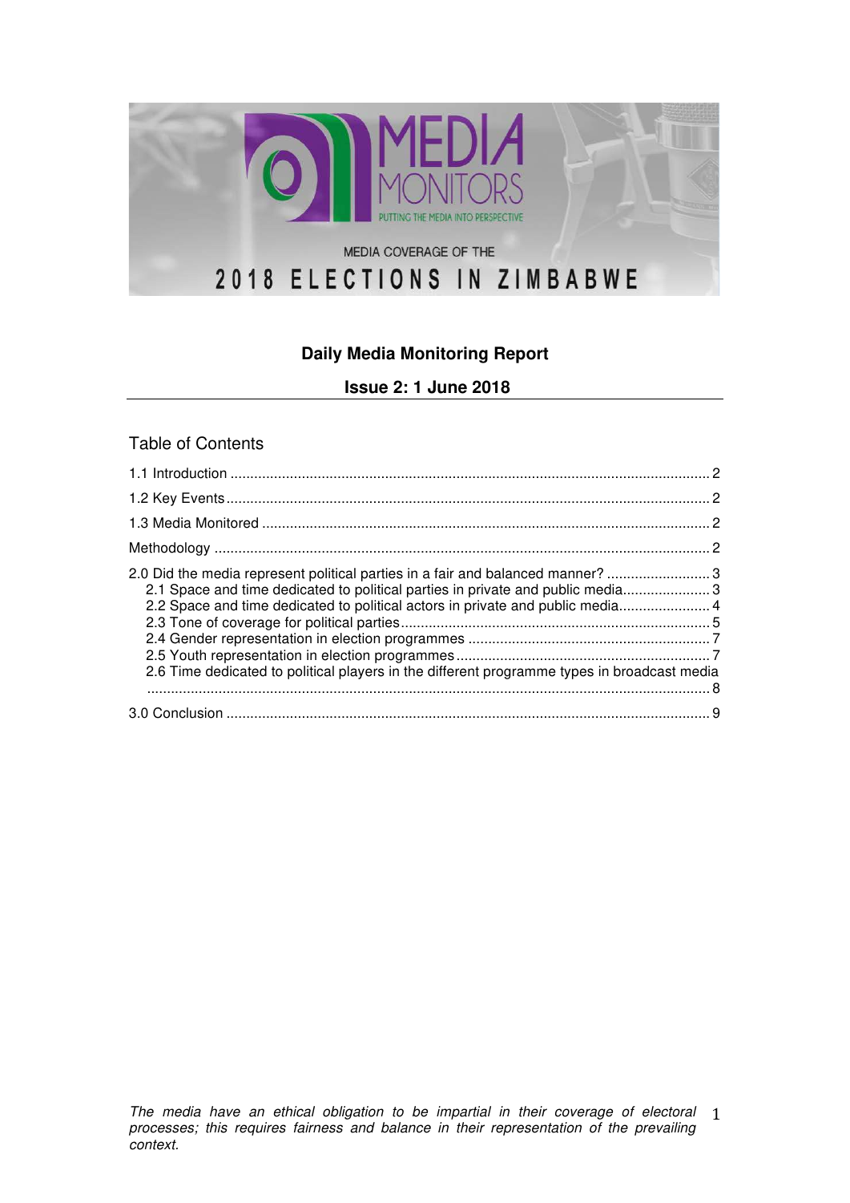MEDIA MONITORS

PUTTING THE MEDIA INTO PERSPECTIVE

MEDIA COVERAGE OF THE

# 2018 ELECTIONS IN ZIMBABWE

**Daily Media Monitoring Report**

**Issue 2: 1 June 2018**

## Table of Contents

1.1 Introduction .......... 2

1.2 Key Events .......... 2

1.3 Media Monitored .......... 2

Methodology .......... 2

2.0 Did the media represent political parties in a fair and balanced manner? .......... 3

- 2.1 Space and time dedicated to political parties in private and public media .......... 3
- 2.2 Space and time dedicated to political actors in private and public media .......... 4
- 2.3 Tone of coverage for political parties .......... 5
- 2.4 Gender representation in election programmes .......... 7
- 2.5 Youth representation in election programmes .......... 7
- 2.6 Time dedicated to political players in the different programme types in broadcast media .......... 8

3.0 Conclusion .......... 9

*The media have an ethical obligation to be impartial in their coverage of electoral processes; this requires fairness and balance in their representation of the prevailing context.*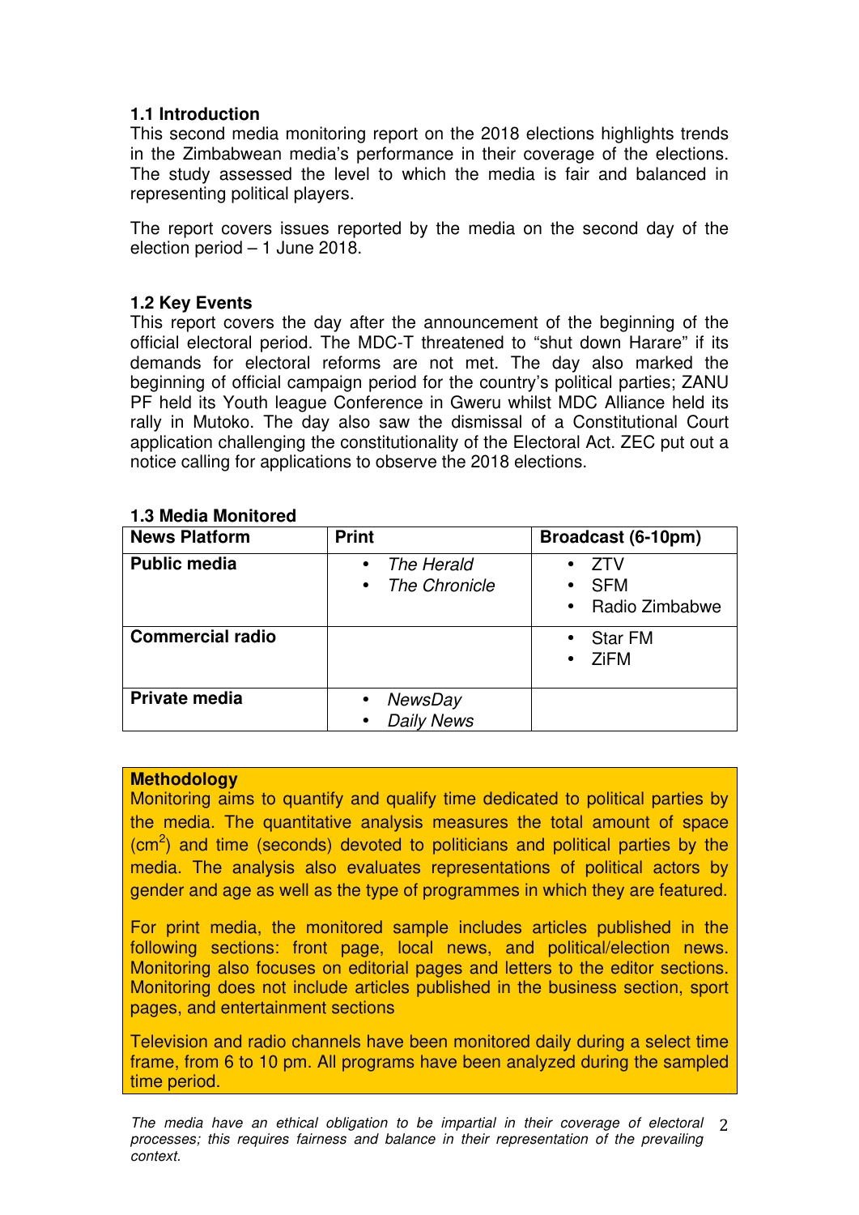### 1.1 Introduction

This second media monitoring report on the 2018 elections highlights trends in the Zimbabwean media's performance in their coverage of the elections. The study assessed the level to which the media is fair and balanced in representing political players.

The report covers issues reported by the media on the second day of the election period – 1 June 2018.

### 1.2 Key Events

This report covers the day after the announcement of the beginning of the official electoral period. The MDC-T threatened to "shut down Harare" if its demands for electoral reforms are not met. The day also marked the beginning of official campaign period for the country's political parties; ZANU PF held its Youth league Conference in Gweru whilst MDC Alliance held its rally in Mutoko. The day also saw the dismissal of a Constitutional Court application challenging the constitutionality of the Electoral Act. ZEC put out a notice calling for applications to observe the 2018 elections.

### 1.3 Media Monitored

| News Platform | Print | Broadcast (6-10pm) |
|---|---|---|
| **Public media** | • *The Herald*<br>• *The Chronicle* | • ZTV<br>• SFM<br>• Radio Zimbabwe |
| **Commercial radio** | | • Star FM<br>• ZiFM |
| **Private media** | • *NewsDay*<br>• *Daily News* | |

**Methodology**

Monitoring aims to quantify and qualify time dedicated to political parties by the media. The quantitative analysis measures the total amount of space ($cm^2$) and time (seconds) devoted to politicians and political parties by the media. The analysis also evaluates representations of political actors by gender and age as well as the type of programmes in which they are featured.

For print media, the monitored sample includes articles published in the following sections: front page, local news, and political/election news. Monitoring also focuses on editorial pages and letters to the editor sections. Monitoring does not include articles published in the business section, sport pages, and entertainment sections

Television and radio channels have been monitored daily during a select time frame, from 6 to 10 pm. All programs have been analyzed during the sampled time period.

*The media have an ethical obligation to be impartial in their coverage of electoral processes; this requires fairness and balance in their representation of the prevailing context.*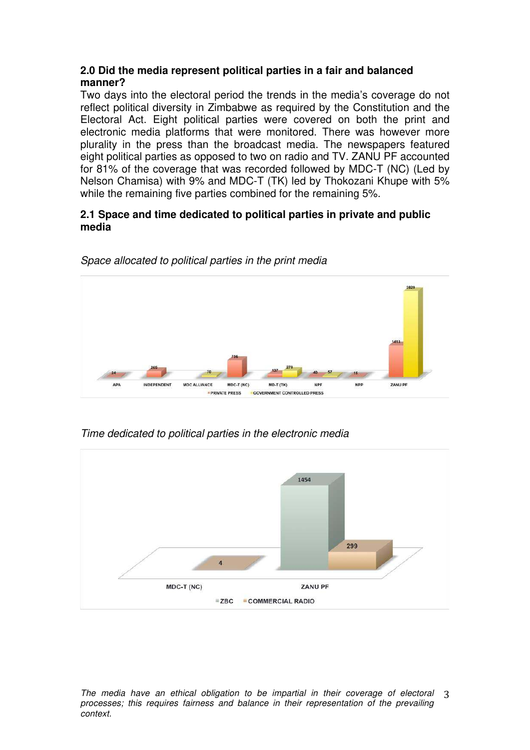**2.0 Did the media represent political parties in a fair and balanced manner?**

Two days into the electoral period the trends in the media's coverage do not reflect political diversity in Zimbabwe as required by the Constitution and the Electoral Act. Eight political parties were covered on both the print and electronic media platforms that were monitored. There was however more plurality in the press than the broadcast media. The newspapers featured eight political parties as opposed to two on radio and TV. ZANU PF accounted for 81% of the coverage that was recorded followed by MDC-T (NC) (Led by Nelson Chamisa) with 9% and MDC-T (TK) led by Thokozani Khupe with 5% while the remaining five parties combined for the remaining 5%.

**2.1 Space and time dedicated to political parties in private and public media**

*Space allocated to political parties in the print media*

| Party | Private Press | Government Controlled Press |
|---|---|---|
| APA | 24 | |
| INDEPENDENT | 265 | |
| MDC ALLIANCE | | 70 |
| MDC-T (NC) | 756 | |
| MD-T (TK) | 137 | 278 |
| NPF | 40 | 57 |
| NPP | 15 | |
| ZANU PF | 1413 | 3829 |

*Time dedicated to political parties in the electronic media*

| Party | ZBC | Commercial Radio |
|---|---|---|
| MDC-T (NC) | | 4 |
| ZANU PF | 1454 | 299 |

*The media have an ethical obligation to be impartial in their coverage of electoral processes; this requires fairness and balance in their representation of the prevailing context.*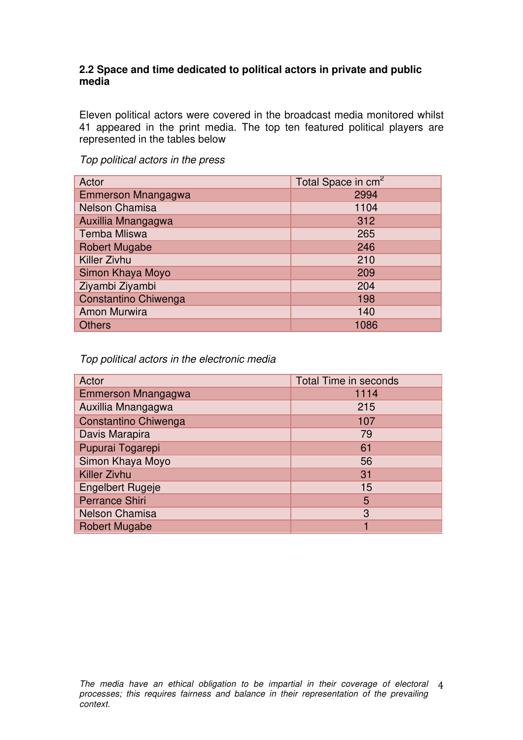### 2.2 Space and time dedicated to political actors in private and public media

Eleven political actors were covered in the broadcast media monitored whilst 41 appeared in the print media. The top ten featured political players are represented in the tables below

*Top political actors in the press*

| Actor | Total Space in $cm^2$ |
|---|---|
| Emmerson Mnangagwa | 2994 |
| Nelson Chamisa | 1104 |
| Auxillia Mnangagwa | 312 |
| Temba Mliswa | 265 |
| Robert Mugabe | 246 |
| Killer Zivhu | 210 |
| Simon Khaya Moyo | 209 |
| Ziyambi Ziyambi | 204 |
| Constantino Chiwenga | 198 |
| Amon Murwira | 140 |
| Others | 1086 |

*Top political actors in the electronic media*

| Actor | Total Time in seconds |
|---|---|
| Emmerson Mnangagwa | 1114 |
| Auxillia Mnangagwa | 215 |
| Constantino Chiwenga | 107 |
| Davis Marapira | 79 |
| Pupurai Togarepi | 61 |
| Simon Khaya Moyo | 56 |
| Killer Zivhu | 31 |
| Engelbert Rugeje | 15 |
| Perrance Shiri | 5 |
| Nelson Chamisa | 3 |
| Robert Mugabe | 1 |

*The media have an ethical obligation to be impartial in their coverage of electoral processes; this requires fairness and balance in their representation of the prevailing context.*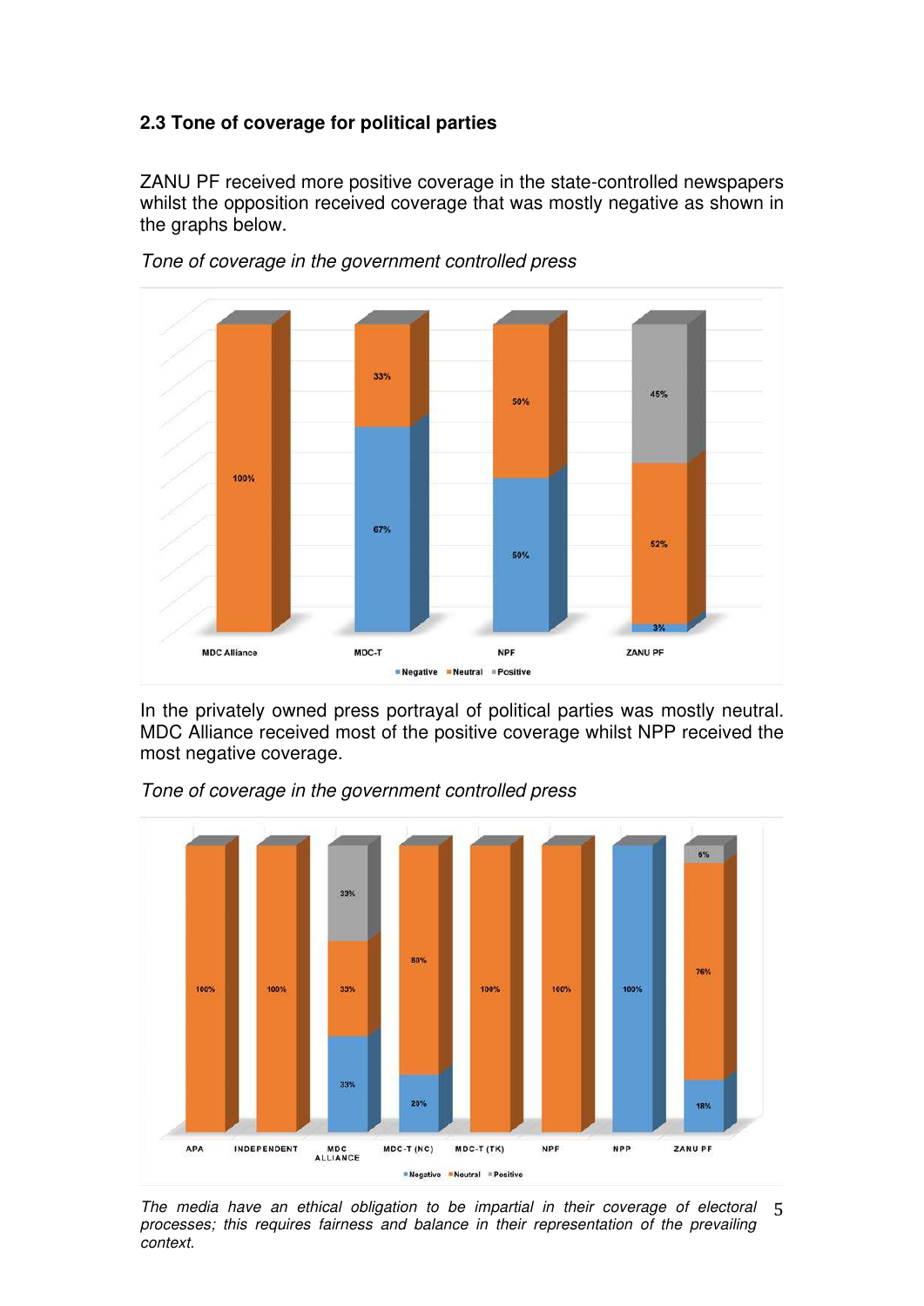### 2.3 Tone of coverage for political parties

ZANU PF received more positive coverage in the state-controlled newspapers whilst the opposition received coverage that was mostly negative as shown in the graphs below.

*Tone of coverage in the government controlled press*

| Party | Negative | Neutral | Positive |
|---|---|---|---|
| MDC Alliance | | 100% | |
| MDC-T | 67% | 33% | |
| NPF | 50% | 50% | |
| ZANU PF | 3% | 52% | 45% |

In the privately owned press portrayal of political parties was mostly neutral. MDC Alliance received most of the positive coverage whilst NPP received the most negative coverage.

*Tone of coverage in the government controlled press*

| Party | Negative | Neutral | Positive |
|---|---|---|---|
| APA | | 100% | |
| INDEPENDENT | | 100% | |
| MDC ALLIANCE | 33% | 33% | 33% |
| MDC-T (NC) | 20% | 80% | |
| MDC-T (TK) | | 100% | |
| NPF | | 100% | |
| NPP | 100% | | |
| ZANU PF | 18% | 76% | 6% |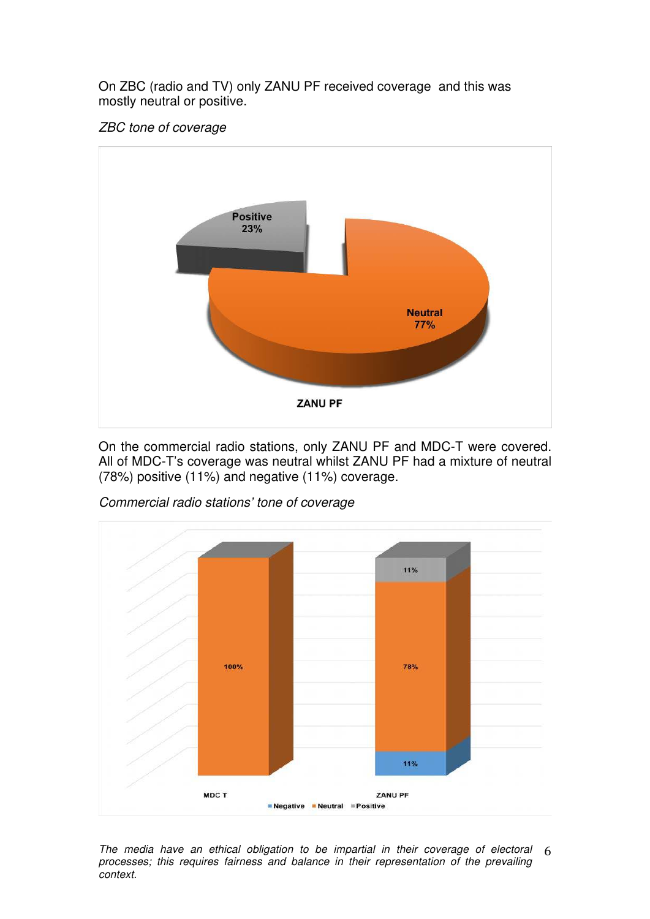On ZBC (radio and TV) only ZANU PF received coverage and this was mostly neutral or positive.

*ZBC tone of coverage*

Positive 23%

Neutral 77%

ZANU PF

On the commercial radio stations, only ZANU PF and MDC-T were covered. All of MDC-T's coverage was neutral whilst ZANU PF had a mixture of neutral (78%) positive (11%) and negative (11%) coverage.

*Commercial radio stations' tone of coverage*

| | Negative | Neutral | Positive |
|---|---|---|---|
| MDC T | | 100% | |
| ZANU PF | 11% | 78% | 11% |

*The media have an ethical obligation to be impartial in their coverage of electoral processes; this requires fairness and balance in their representation of the prevailing context.*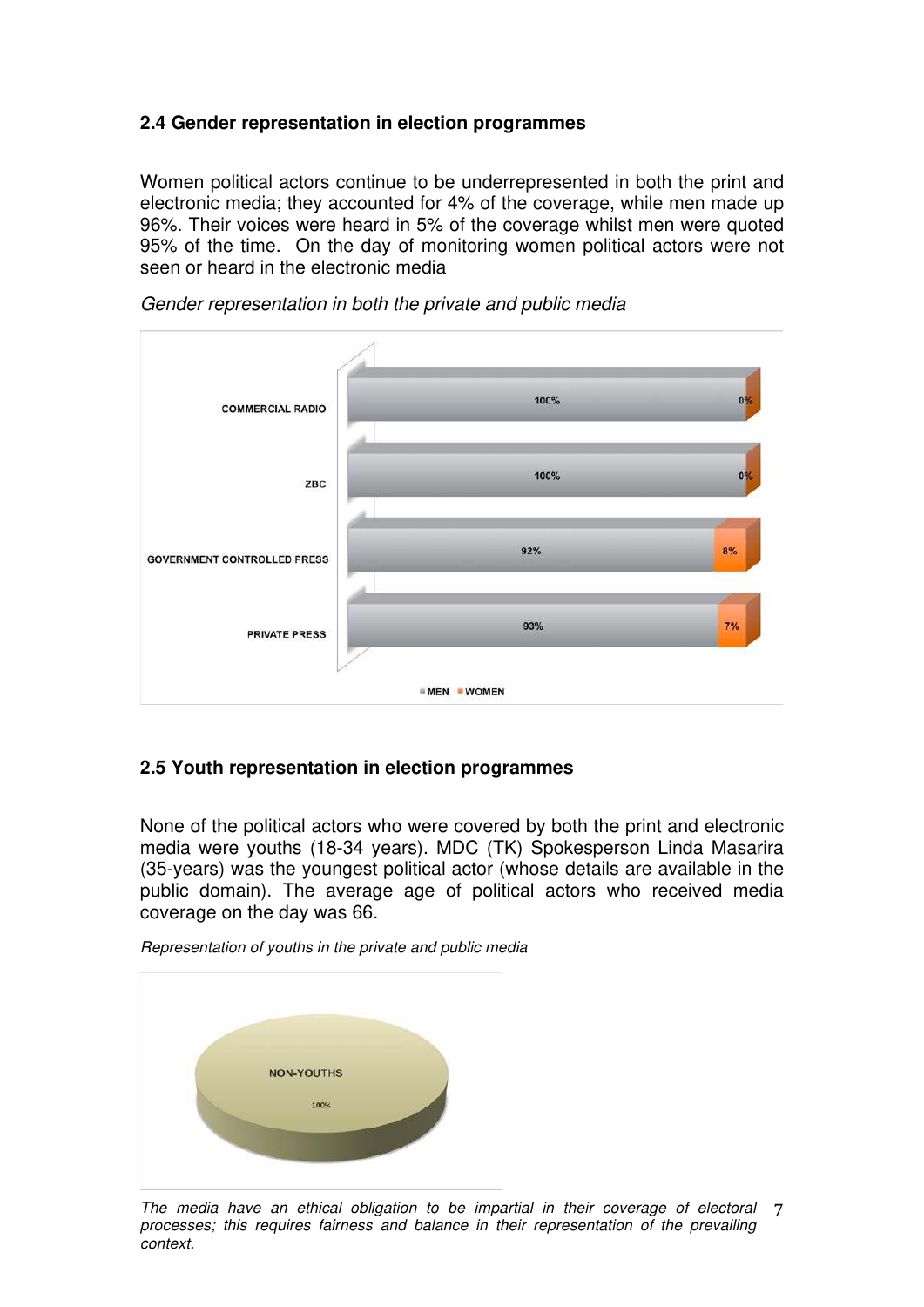### 2.4 Gender representation in election programmes

Women political actors continue to be underrepresented in both the print and electronic media; they accounted for 4% of the coverage, while men made up 96%. Their voices were heard in 5% of the coverage whilst men were quoted 95% of the time. On the day of monitoring women political actors were not seen or heard in the electronic media

*Gender representation in both the private and public media*

| | MEN | WOMEN |
|---|---|---|
| COMMERCIAL RADIO | 100% | 0% |
| ZBC | 100% | 0% |
| GOVERNMENT CONTROLLED PRESS | 92% | 8% |
| PRIVATE PRESS | 93% | 7% |

### 2.5 Youth representation in election programmes

None of the political actors who were covered by both the print and electronic media were youths (18-34 years). MDC (TK) Spokesperson Linda Masarira (35-years) was the youngest political actor (whose details are available in the public domain). The average age of political actors who received media coverage on the day was 66.

*Representation of youths in the private and public media*

NON-YOUTHS 100%

*The media have an ethical obligation to be impartial in their coverage of electoral processes; this requires fairness and balance in their representation of the prevailing context.*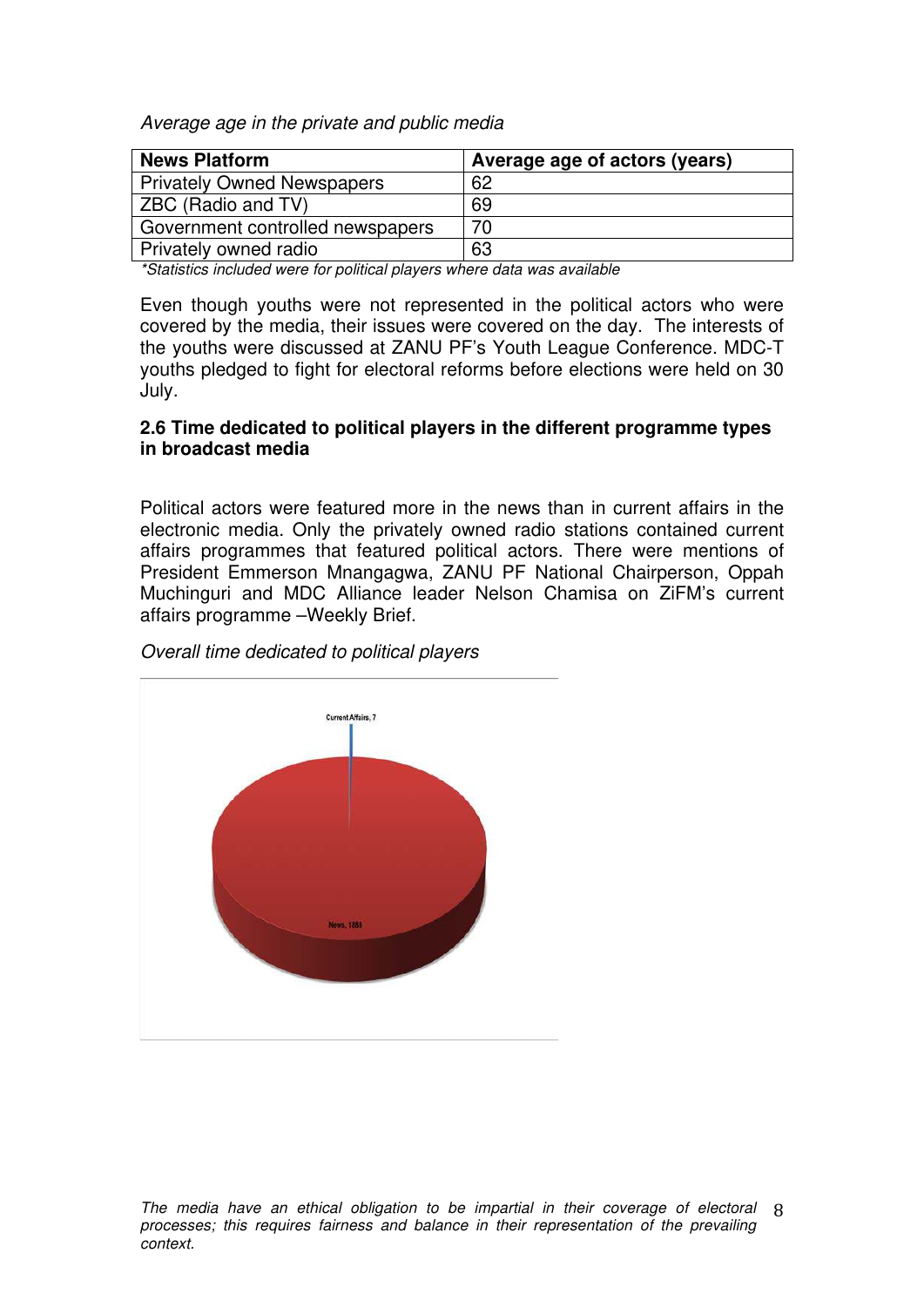*Average age in the private and public media*

| News Platform | Average age of actors (years) |
|---|---|
| Privately Owned Newspapers | 62 |
| ZBC (Radio and TV) | 69 |
| Government controlled newspapers | 70 |
| Privately owned radio | 63 |

*\*Statistics included were for political players where data was available*

Even though youths were not represented in the political actors who were covered by the media, their issues were covered on the day. The interests of the youths were discussed at ZANU PF's Youth League Conference. MDC-T youths pledged to fight for electoral reforms before elections were held on 30 July.

### 2.6 Time dedicated to political players in the different programme types in broadcast media

Political actors were featured more in the news than in current affairs in the electronic media. Only the privately owned radio stations contained current affairs programmes that featured political actors. There were mentions of President Emmerson Mnangagwa, ZANU PF National Chairperson, Oppah Muchinguri and MDC Alliance leader Nelson Chamisa on ZiFM's current affairs programme –Weekly Brief.

*Overall time dedicated to political players*

Current Affairs, 7

News, 1881

*The media have an ethical obligation to be impartial in their coverage of electoral processes; this requires fairness and balance in their representation of the prevailing context.*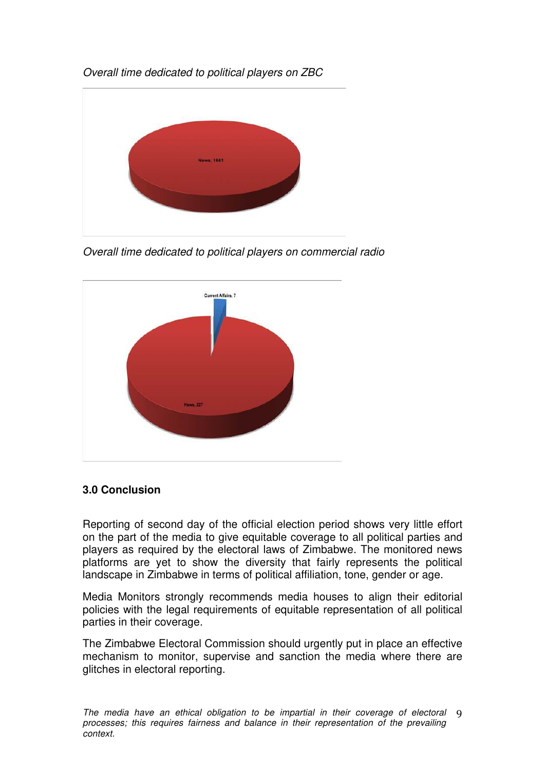*Overall time dedicated to political players on ZBC*

News, 1661

*Overall time dedicated to political players on commercial radio*

Current Affairs, 7

News, 227

### 3.0 Conclusion

Reporting of second day of the official election period shows very little effort on the part of the media to give equitable coverage to all political parties and players as required by the electoral laws of Zimbabwe. The monitored news platforms are yet to show the diversity that fairly represents the political landscape in Zimbabwe in terms of political affiliation, tone, gender or age.

Media Monitors strongly recommends media houses to align their editorial policies with the legal requirements of equitable representation of all political parties in their coverage.

The Zimbabwe Electoral Commission should urgently put in place an effective mechanism to monitor, supervise and sanction the media where there are glitches in electoral reporting.

*The media have an ethical obligation to be impartial in their coverage of electoral processes; this requires fairness and balance in their representation of the prevailing context.*